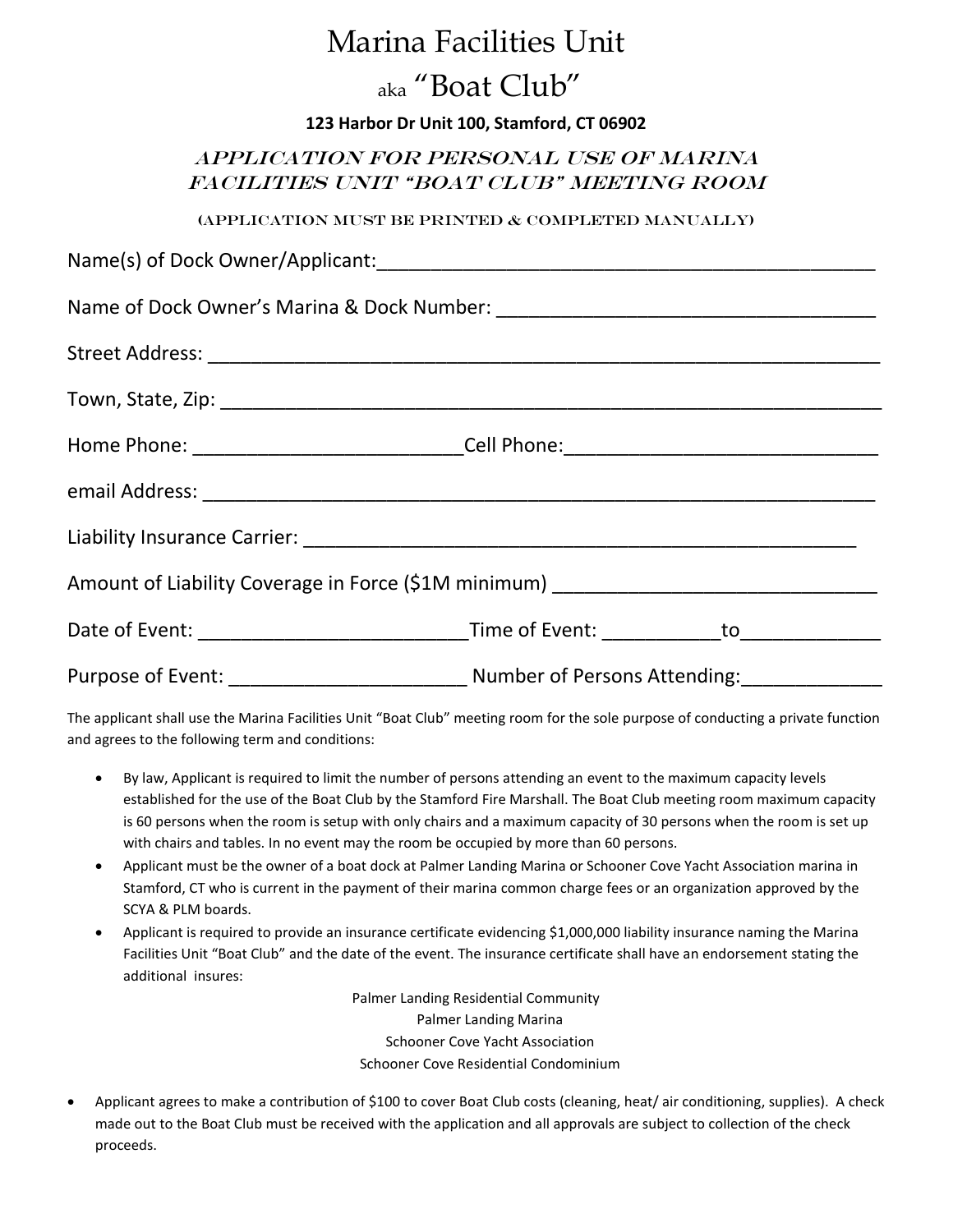# Marina Facilities Unit

## aka "Boat Club"

**123 Harbor Dr Unit 100, Stamford, CT 06902**

### APPLICATION FOR PERSONAL USE OF MARINA FACILITIES UNIT "BOAT CLUB" MEETING ROOM

(APPLICATION MUST BE PRINTED & COMPLETED MANUALLY)

Name(s) of Dock Owner/Applicant:\_\_\_\_\_\_\_\_\_\_\_\_\_\_\_\_\_\_\_\_\_\_\_\_\_\_\_\_\_\_\_\_\_\_\_\_\_\_\_\_\_\_\_\_\_\_

Name of Dock Owner's Marina & Dock Number: \_\_\_\_\_\_\_\_\_\_\_\_\_\_\_\_\_\_\_\_\_\_\_\_\_\_\_\_\_\_\_\_\_\_\_

Street Address: \_\_\_\_\_\_\_\_\_\_\_\_\_\_\_\_\_\_\_\_\_\_\_\_\_\_\_\_\_\_\_\_\_\_\_\_\_\_\_\_\_\_\_\_\_\_\_\_\_\_\_\_\_\_\_\_\_\_\_\_

Town, State, Zip: \_\_\_\_\_\_\_\_\_\_\_\_\_\_\_\_\_\_\_\_\_\_\_\_\_\_\_\_\_\_\_\_\_\_\_\_\_\_\_\_\_\_\_\_\_\_\_\_\_\_\_\_\_\_\_\_\_\_\_

Home Phone: \_\_\_\_\_\_\_\_\_\_\_\_\_\_\_\_\_\_\_\_\_\_\_\_\_Cell Phone:\_\_\_\_\_\_\_\_\_\_\_\_\_\_\_\_\_\_\_\_\_\_\_\_\_\_\_\_\_

email Address: \_\_\_\_\_\_\_\_\_\_\_\_\_\_\_\_\_\_\_\_\_\_\_\_\_\_\_\_\_\_\_\_\_\_\_\_\_\_\_\_\_\_\_\_\_\_\_\_\_\_\_\_\_\_\_\_\_\_\_\_

Liability Insurance Carrier: \_\_\_\_\_\_\_\_\_\_\_\_\_\_\_\_\_\_\_\_\_\_\_\_\_\_\_\_\_\_\_\_\_\_\_\_\_\_\_\_\_\_\_\_\_\_\_\_\_\_\_

Amount of Liability Coverage in Force ($1M minimum) \_\_\_\_\_\_\_\_\_\_\_\_\_\_\_\_\_\_\_\_\_\_\_\_\_\_\_\_\_

Date of Event: \_\_\_\_\_\_\_\_\_\_\_\_\_\_\_\_\_\_\_\_\_\_\_\_\_Time of Event: \_\_\_\_\_\_\_\_\_\_\_to\_\_\_\_\_\_\_\_\_\_\_\_\_

Purpose of Event: \_\_\_\_\_\_\_\_\_\_\_\_\_\_\_\_\_\_\_\_\_\_ Number of Persons Attending:\_\_\_\_\_\_\_\_\_\_\_\_\_

The applicant shall use the Marina Facilities Unit "Boat Club" meeting room for the sole purpose of conducting a private function and agrees to the following term and conditions:

- By law, Applicant is required to limit the number of persons attending an event to the maximum capacity levels established for the use of the Boat Club by the Stamford Fire Marshall. The Boat Club meeting room maximum capacity is 60 persons when the room is setup with only chairs and a maximum capacity of 30 persons when the room is set up with chairs and tables. In no event may the room be occupied by more than 60 persons.
- Applicant must be the owner of a boat dock at Palmer Landing Marina or Schooner Cove Yacht Association marina in Stamford, CT who is current in the payment of their marina common charge fees or an organization approved by the SCYA & PLM boards.
- Applicant is required to provide an insurance certificate evidencing $1,000,000 liability insurance naming the Marina Facilities Unit "Boat Club" and the date of the event. The insurance certificate shall have an endorsement stating the additional insures:

  Palmer Landing Residential Community
  Palmer Landing Marina
  Schooner Cove Yacht Association
  Schooner Cove Residential Condominium

- Applicant agrees to make a contribution of $100 to cover Boat Club costs (cleaning, heat/ air conditioning, supplies). A check made out to the Boat Club must be received with the application and all approvals are subject to collection of the check proceeds.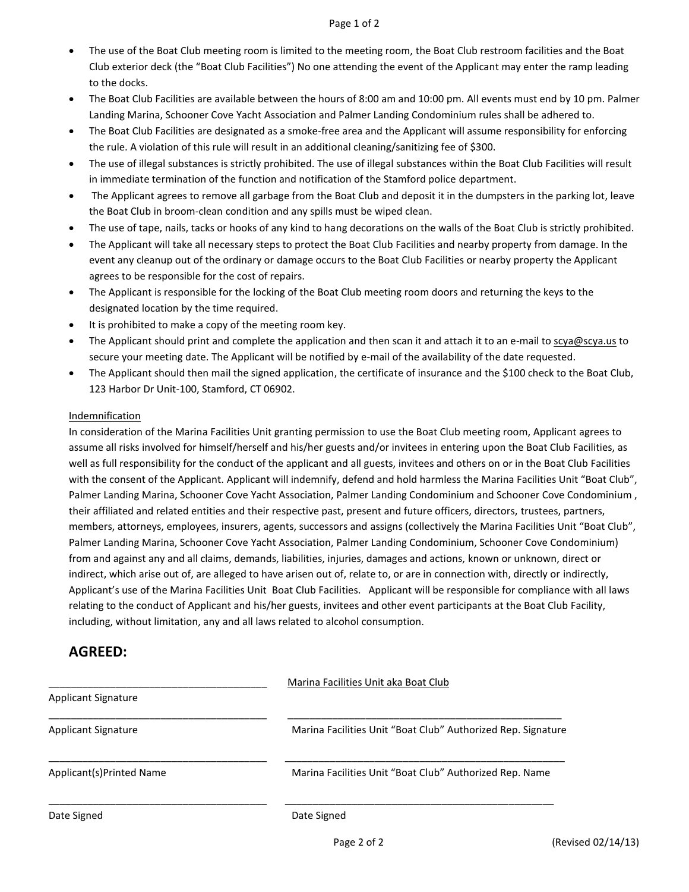- The use of the Boat Club meeting room is limited to the meeting room, the Boat Club restroom facilities and the Boat Club exterior deck (the "Boat Club Facilities") No one attending the event of the Applicant may enter the ramp leading to the docks.
- The Boat Club Facilities are available between the hours of 8:00 am and 10:00 pm. All events must end by 10 pm. Palmer Landing Marina, Schooner Cove Yacht Association and Palmer Landing Condominium rules shall be adhered to.
- The Boat Club Facilities are designated as a smoke-free area and the Applicant will assume responsibility for enforcing the rule. A violation of this rule will result in an additional cleaning/sanitizing fee of $300.
- The use of illegal substances is strictly prohibited. The use of illegal substances within the Boat Club Facilities will result in immediate termination of the function and notification of the Stamford police department.
- The Applicant agrees to remove all garbage from the Boat Club and deposit it in the dumpsters in the parking lot, leave the Boat Club in broom-clean condition and any spills must be wiped clean.
- The use of tape, nails, tacks or hooks of any kind to hang decorations on the walls of the Boat Club is strictly prohibited.
- The Applicant will take all necessary steps to protect the Boat Club Facilities and nearby property from damage. In the event any cleanup out of the ordinary or damage occurs to the Boat Club Facilities or nearby property the Applicant agrees to be responsible for the cost of repairs.
- The Applicant is responsible for the locking of the Boat Club meeting room doors and returning the keys to the designated location by the time required.
- It is prohibited to make a copy of the meeting room key.
- The Applicant should print and complete the application and then scan it and attach it to an e-mail to scya@scya.us to secure your meeting date. The Applicant will be notified by e-mail of the availability of the date requested.
- The Applicant should then mail the signed application, the certificate of insurance and the $100 check to the Boat Club, 123 Harbor Dr Unit-100, Stamford, CT 06902.

Indemnification

In consideration of the Marina Facilities Unit granting permission to use the Boat Club meeting room, Applicant agrees to assume all risks involved for himself/herself and his/her guests and/or invitees in entering upon the Boat Club Facilities, as well as full responsibility for the conduct of the applicant and all guests, invitees and others on or in the Boat Club Facilities with the consent of the Applicant. Applicant will indemnify, defend and hold harmless the Marina Facilities Unit "Boat Club", Palmer Landing Marina, Schooner Cove Yacht Association, Palmer Landing Condominium and Schooner Cove Condominium , their affiliated and related entities and their respective past, present and future officers, directors, trustees, partners, members, attorneys, employees, insurers, agents, successors and assigns (collectively the Marina Facilities Unit "Boat Club", Palmer Landing Marina, Schooner Cove Yacht Association, Palmer Landing Condominium, Schooner Cove Condominium) from and against any and all claims, demands, liabilities, injuries, damages and actions, known or unknown, direct or indirect, which arise out of, are alleged to have arisen out of, relate to, or are in connection with, directly or indirectly, Applicant's use of the Marina Facilities Unit Boat Club Facilities. Applicant will be responsible for compliance with all laws relating to the conduct of Applicant and his/her guests, invitees and other event participants at the Boat Club Facility, including, without limitation, any and all laws related to alcohol consumption.

## AGREED:

| | |
|---|---|
| \_\_\_\_\_\_\_\_\_\_\_\_\_\_\_\_\_\_\_\_\_\_\_\_\_\_\_\_\_\_\_\_ Applicant Signature | Marina Facilities Unit aka Boat Club |
| \_\_\_\_\_\_\_\_\_\_\_\_\_\_\_\_\_\_\_\_\_\_\_\_\_\_\_\_\_\_\_\_ Applicant Signature | \_\_\_\_\_\_\_\_\_\_\_\_\_\_\_\_\_\_\_\_\_\_\_\_\_\_\_\_\_\_\_\_ Marina Facilities Unit "Boat Club" Authorized Rep. Signature |
| \_\_\_\_\_\_\_\_\_\_\_\_\_\_\_\_\_\_\_\_\_\_\_\_\_\_\_\_\_\_\_\_ Applicant(s)Printed Name | \_\_\_\_\_\_\_\_\_\_\_\_\_\_\_\_\_\_\_\_\_\_\_\_\_\_\_\_\_\_\_\_ Marina Facilities Unit "Boat Club" Authorized Rep. Name |
| \_\_\_\_\_\_\_\_\_\_\_\_\_\_\_\_\_\_\_\_\_\_\_\_\_\_\_\_\_\_\_\_ Date Signed | \_\_\_\_\_\_\_\_\_\_\_\_\_\_\_\_\_\_\_\_\_\_\_\_\_\_\_\_\_\_\_\_ Date Signed |

(Revised 02/14/13)